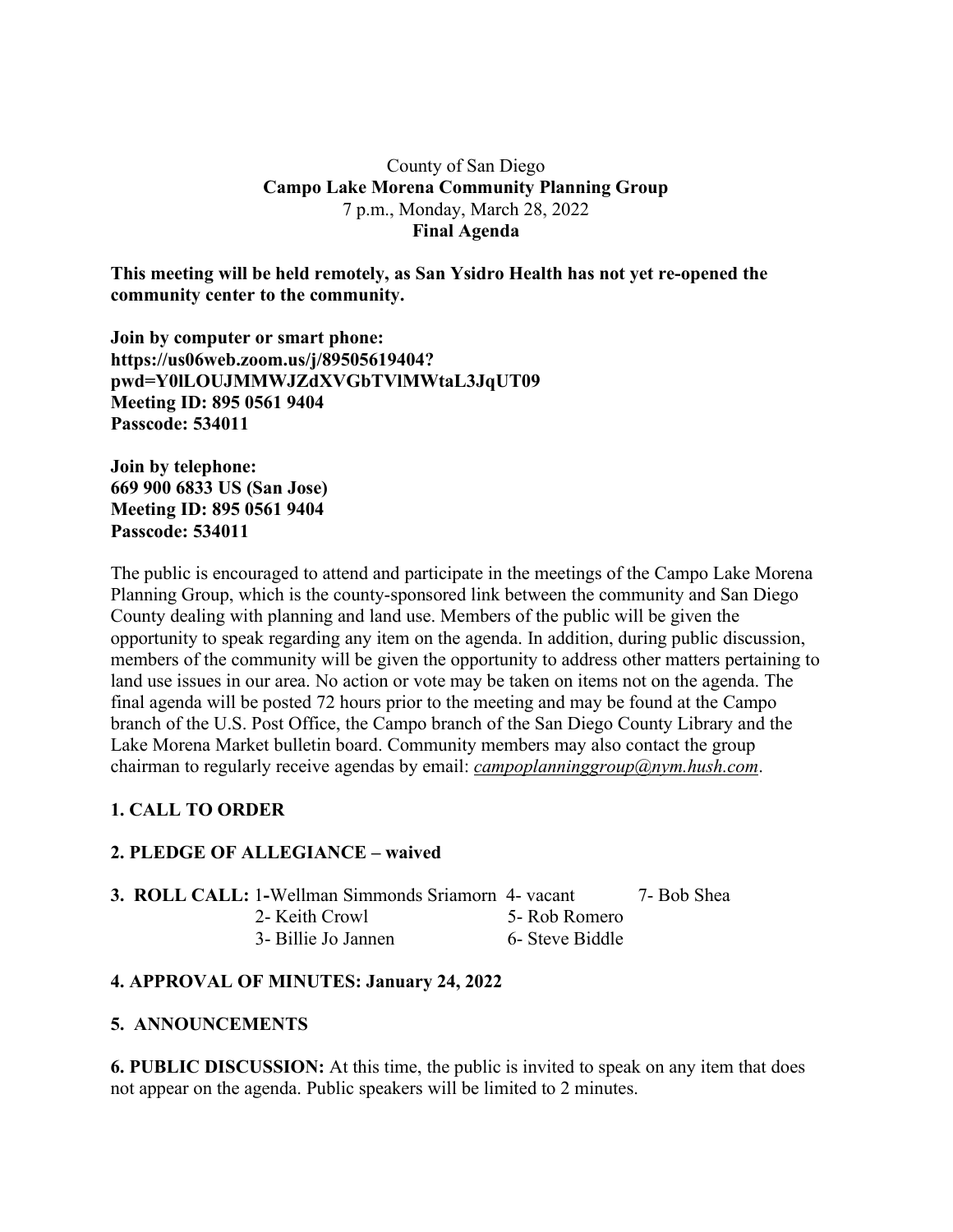County of San Diego

**Campo Lake Morena Community Planning Group**

7 p.m., Monday, March 28, 2022

**Final Agenda**

**This meeting will be held remotely, as San Ysidro Health has not yet re-opened the community center to the community.**

**Join by computer or smart phone:**
**https://us06web.zoom.us/j/89505619404?pwd=Y0lLOUJMMWJZdXVGbTVlMWtaL3JqUT09**
**Meeting ID: 895 0561 9404**
**Passcode: 534011**

**Join by telephone:**
**669 900 6833 US (San Jose)**
**Meeting ID: 895 0561 9404**
**Passcode: 534011**

The public is encouraged to attend and participate in the meetings of the Campo Lake Morena Planning Group, which is the county-sponsored link between the community and San Diego County dealing with planning and land use. Members of the public will be given the opportunity to speak regarding any item on the agenda. In addition, during public discussion, members of the community will be given the opportunity to address other matters pertaining to land use issues in our area. No action or vote may be taken on items not on the agenda. The final agenda will be posted 72 hours prior to the meeting and may be found at the Campo branch of the U.S. Post Office, the Campo branch of the San Diego County Library and the Lake Morena Market bulletin board. Community members may also contact the group chairman to regularly receive agendas by email: *campoplanninggroup@nym.hush.com*.

**1. CALL TO ORDER**

**2. PLEDGE OF ALLEGIANCE – waived**

**3. ROLL CALL:**
- 1- Wellman Simmonds Sriamorn
- 2- Keith Crowl
- 3- Billie Jo Jannen
- 4- vacant
- 5- Rob Romero
- 6- Steve Biddle
- 7- Bob Shea

**4. APPROVAL OF MINUTES: January 24, 2022**

**5. ANNOUNCEMENTS**

**6. PUBLIC DISCUSSION:** At this time, the public is invited to speak on any item that does not appear on the agenda. Public speakers will be limited to 2 minutes.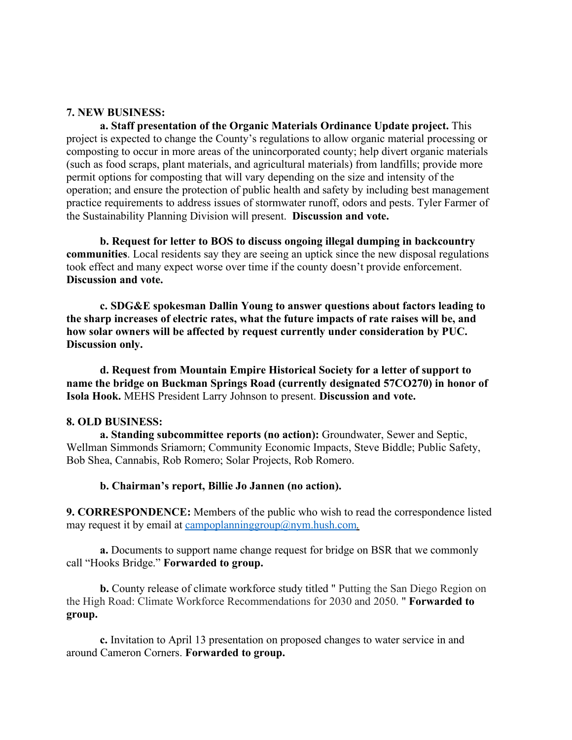**7. NEW BUSINESS:**

**a. Staff presentation of the Organic Materials Ordinance Update project.** This project is expected to change the County's regulations to allow organic material processing or composting to occur in more areas of the unincorporated county; help divert organic materials (such as food scraps, plant materials, and agricultural materials) from landfills; provide more permit options for composting that will vary depending on the size and intensity of the operation; and ensure the protection of public health and safety by including best management practice requirements to address issues of stormwater runoff, odors and pests. Tyler Farmer of the Sustainability Planning Division will present. **Discussion and vote.**

**b. Request for letter to BOS to discuss ongoing illegal dumping in backcountry communities**. Local residents say they are seeing an uptick since the new disposal regulations took effect and many expect worse over time if the county doesn't provide enforcement. **Discussion and vote.**

**c. SDG&E spokesman Dallin Young to answer questions about factors leading to the sharp increases of electric rates, what the future impacts of rate raises will be, and how solar owners will be affected by request currently under consideration by PUC. Discussion only.**

**d. Request from Mountain Empire Historical Society for a letter of support to name the bridge on Buckman Springs Road (currently designated 57CO270) in honor of Isola Hook.** MEHS President Larry Johnson to present. **Discussion and vote.**

**8. OLD BUSINESS:**

**a. Standing subcommittee reports (no action):** Groundwater, Sewer and Septic, Wellman Simmonds Sriamorn; Community Economic Impacts, Steve Biddle; Public Safety, Bob Shea, Cannabis, Rob Romero; Solar Projects, Rob Romero.

**b. Chairman's report, Billie Jo Jannen (no action).**

**9. CORRESPONDENCE:** Members of the public who wish to read the correspondence listed may request it by email at campoplanninggroup@nym.hush.com.

**a.** Documents to support name change request for bridge on BSR that we commonly call "Hooks Bridge." **Forwarded to group.**

**b.** County release of climate workforce study titled " Putting the San Diego Region on the High Road: Climate Workforce Recommendations for 2030 and 2050. " **Forwarded to group.**

**c.** Invitation to April 13 presentation on proposed changes to water service in and around Cameron Corners. **Forwarded to group.**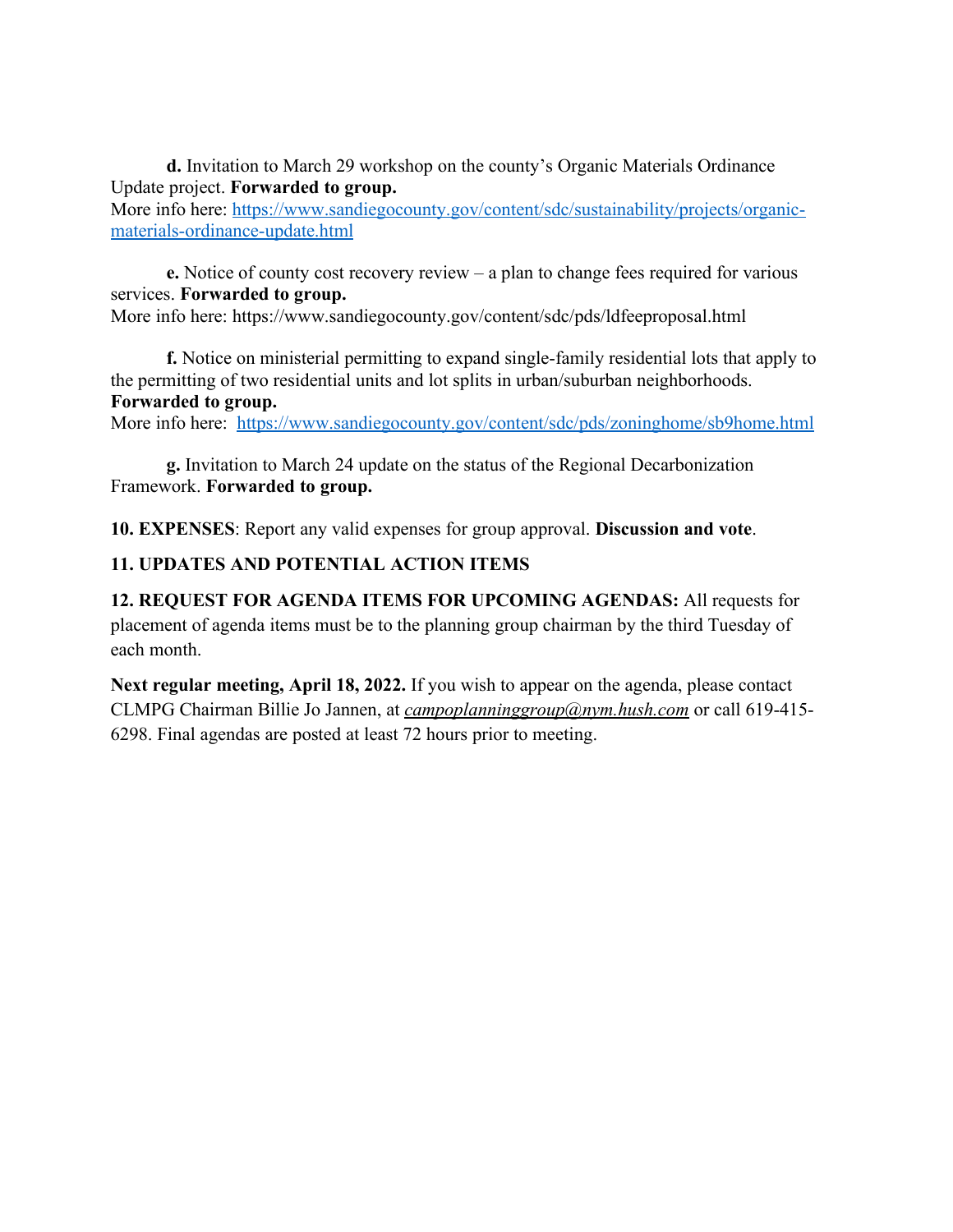**d.** Invitation to March 29 workshop on the county's Organic Materials Ordinance Update project. **Forwarded to group.**
More info here: [https://www.sandiegocounty.gov/content/sdc/sustainability/projects/organic-materials-ordinance-update.html](https://www.sandiegocounty.gov/content/sdc/sustainability/projects/organic-materials-ordinance-update.html)

**e.** Notice of county cost recovery review – a plan to change fees required for various services. **Forwarded to group.**
More info here: https://www.sandiegocounty.gov/content/sdc/pds/ldfeeproposal.html

**f.** Notice on ministerial permitting to expand single-family residential lots that apply to the permitting of two residential units and lot splits in urban/suburban neighborhoods. **Forwarded to group.**
More info here: [https://www.sandiegocounty.gov/content/sdc/pds/zoninghome/sb9home.html](https://www.sandiegocounty.gov/content/sdc/pds/zoninghome/sb9home.html)

**g.** Invitation to March 24 update on the status of the Regional Decarbonization Framework. **Forwarded to group.**

**10. EXPENSES**: Report any valid expenses for group approval. **Discussion and vote**.

**11. UPDATES AND POTENTIAL ACTION ITEMS**

**12. REQUEST FOR AGENDA ITEMS FOR UPCOMING AGENDAS:** All requests for placement of agenda items must be to the planning group chairman by the third Tuesday of each month.

**Next regular meeting, April 18, 2022.** If you wish to appear on the agenda, please contact CLMPG Chairman Billie Jo Jannen, at *campoplanninggroup@nym.hush.com* or call 619-415-6298. Final agendas are posted at least 72 hours prior to meeting.